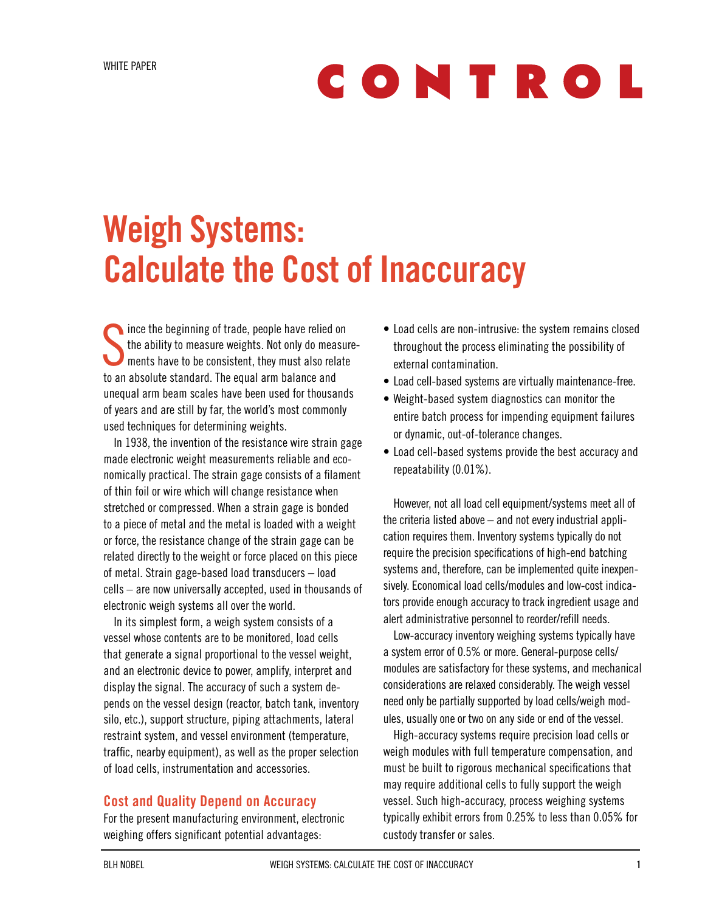WHITE PAPER

CONTROL

# Weigh Systems: Calculate the Cost of Inaccuracy

Since the beginning of trade, people have relied on the ability to measure weights. Not only do measurements have to be consistent, they must also relate to an absolute standard. The equal arm balance and unequal arm beam scales have been used for thousands of years and are still by far, the world's most commonly used techniques for determining weights.

In 1938, the invention of the resistance wire strain gage made electronic weight measurements reliable and economically practical. The strain gage consists of a filament of thin foil or wire which will change resistance when stretched or compressed. When a strain gage is bonded to a piece of metal and the metal is loaded with a weight or force, the resistance change of the strain gage can be related directly to the weight or force placed on this piece of metal. Strain gage-based load transducers – load cells – are now universally accepted, used in thousands of electronic weigh systems all over the world.

In its simplest form, a weigh system consists of a vessel whose contents are to be monitored, load cells that generate a signal proportional to the vessel weight, and an electronic device to power, amplify, interpret and display the signal. The accuracy of such a system depends on the vessel design (reactor, batch tank, inventory silo, etc.), support structure, piping attachments, lateral restraint system, and vessel environment (temperature, traffic, nearby equipment), as well as the proper selection of load cells, instrumentation and accessories.

## Cost and Quality Depend on Accuracy

For the present manufacturing environment, electronic weighing offers significant potential advantages:

- Load cells are non-intrusive: the system remains closed throughout the process eliminating the possibility of external contamination.
- Load cell-based systems are virtually maintenance-free.
- Weight-based system diagnostics can monitor the entire batch process for impending equipment failures or dynamic, out-of-tolerance changes.
- Load cell-based systems provide the best accuracy and repeatability (0.01%).

However, not all load cell equipment/systems meet all of the criteria listed above – and not every industrial application requires them. Inventory systems typically do not require the precision specifications of high-end batching systems and, therefore, can be implemented quite inexpensively. Economical load cells/modules and low-cost indicators provide enough accuracy to track ingredient usage and alert administrative personnel to reorder/refill needs.

Low-accuracy inventory weighing systems typically have a system error of 0.5% or more. General-purpose cells/modules are satisfactory for these systems, and mechanical considerations are relaxed considerably. The weigh vessel need only be partially supported by load cells/weigh modules, usually one or two on any side or end of the vessel.

High-accuracy systems require precision load cells or weigh modules with full temperature compensation, and must be built to rigorous mechanical specifications that may require additional cells to fully support the weigh vessel. Such high-accuracy, process weighing systems typically exhibit errors from 0.25% to less than 0.05% for custody transfer or sales.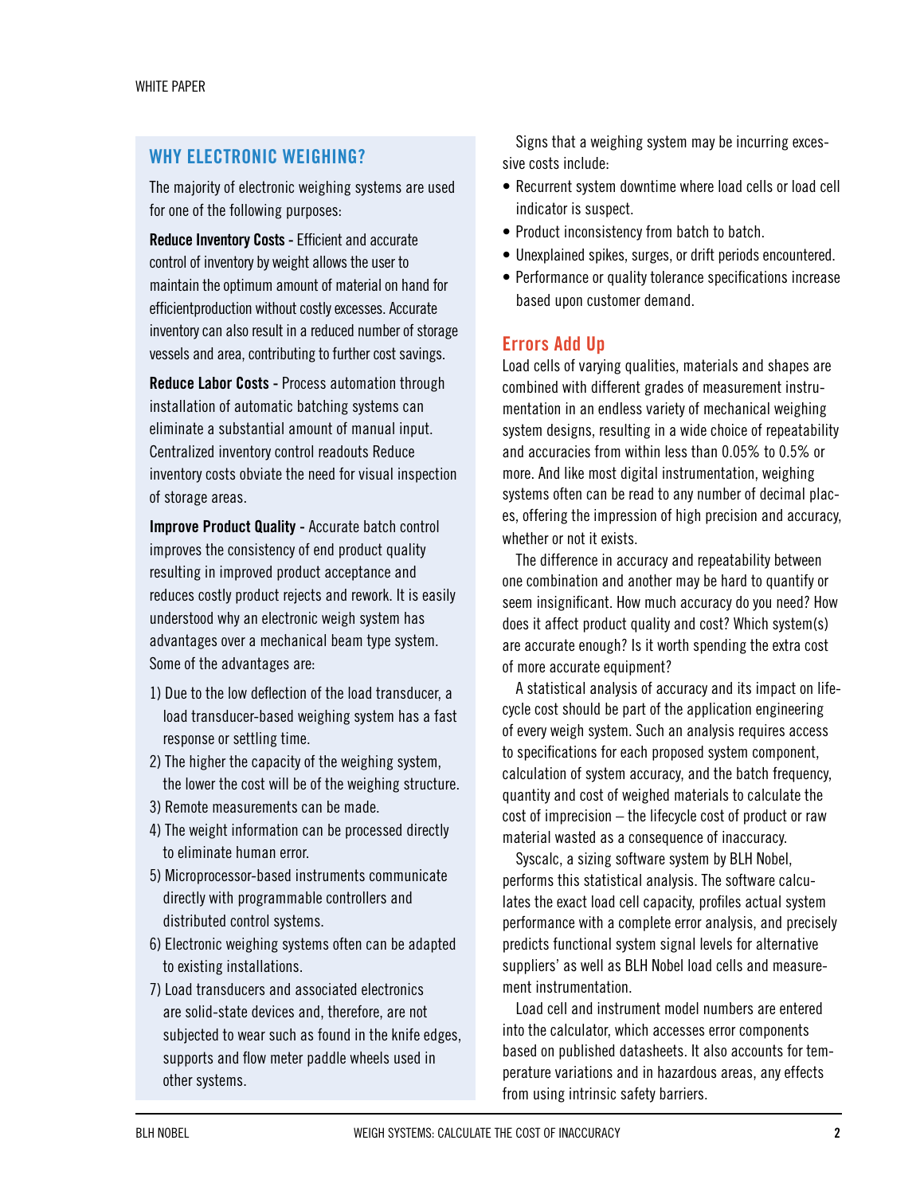## WHY ELECTRONIC WEIGHING?

The majority of electronic weighing systems are used for one of the following purposes:

**Reduce Inventory Costs -** Efficient and accurate control of inventory by weight allows the user to maintain the optimum amount of material on hand for efficientproduction without costly excesses. Accurate inventory can also result in a reduced number of storage vessels and area, contributing to further cost savings.

**Reduce Labor Costs -** Process automation through installation of automatic batching systems can eliminate a substantial amount of manual input. Centralized inventory control readouts Reduce inventory costs obviate the need for visual inspection of storage areas.

**Improve Product Quality -** Accurate batch control improves the consistency of end product quality resulting in improved product acceptance and reduces costly product rejects and rework. It is easily understood why an electronic weigh system has advantages over a mechanical beam type system. Some of the advantages are:

1) Due to the low deflection of the load transducer, a load transducer-based weighing system has a fast response or settling time.
2) The higher the capacity of the weighing system, the lower the cost will be of the weighing structure.
3) Remote measurements can be made.
4) The weight information can be processed directly to eliminate human error.
5) Microprocessor-based instruments communicate directly with programmable controllers and distributed control systems.
6) Electronic weighing systems often can be adapted to existing installations.
7) Load transducers and associated electronics are solid-state devices and, therefore, are not subjected to wear such as found in the knife edges, supports and flow meter paddle wheels used in other systems.

Signs that a weighing system may be incurring excessive costs include:

- Recurrent system downtime where load cells or load cell indicator is suspect.
- Product inconsistency from batch to batch.
- Unexplained spikes, surges, or drift periods encountered.
- Performance or quality tolerance specifications increase based upon customer demand.

## Errors Add Up

Load cells of varying qualities, materials and shapes are combined with different grades of measurement instrumentation in an endless variety of mechanical weighing system designs, resulting in a wide choice of repeatability and accuracies from within less than 0.05% to 0.5% or more. And like most digital instrumentation, weighing systems often can be read to any number of decimal places, offering the impression of high precision and accuracy, whether or not it exists.

The difference in accuracy and repeatability between one combination and another may be hard to quantify or seem insignificant. How much accuracy do you need? How does it affect product quality and cost? Which system(s) are accurate enough? Is it worth spending the extra cost of more accurate equipment?

A statistical analysis of accuracy and its impact on lifecycle cost should be part of the application engineering of every weigh system. Such an analysis requires access to specifications for each proposed system component, calculation of system accuracy, and the batch frequency, quantity and cost of weighed materials to calculate the cost of imprecision – the lifecycle cost of product or raw material wasted as a consequence of inaccuracy.

Syscalc, a sizing software system by BLH Nobel, performs this statistical analysis. The software calculates the exact load cell capacity, profiles actual system performance with a complete error analysis, and precisely predicts functional system signal levels for alternative suppliers' as well as BLH Nobel load cells and measurement instrumentation.

Load cell and instrument model numbers are entered into the calculator, which accesses error components based on published datasheets. It also accounts for temperature variations and in hazardous areas, any effects from using intrinsic safety barriers.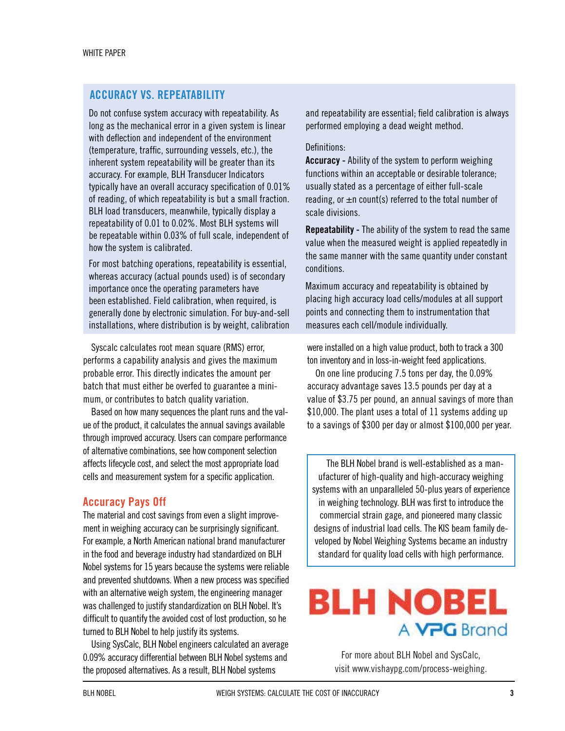## ACCURACY VS. REPEATABILITY

Do not confuse system accuracy with repeatability. As long as the mechanical error in a given system is linear with deflection and independent of the environment (temperature, traffic, surrounding vessels, etc.), the inherent system repeatability will be greater than its accuracy. For example, BLH Transducer Indicators typically have an overall accuracy specification of 0.01% of reading, of which repeatability is but a small fraction. BLH load transducers, meanwhile, typically display a repeatability of 0.01 to 0.02%. Most BLH systems will be repeatable within 0.03% of full scale, independent of how the system is calibrated.

For most batching operations, repeatability is essential, whereas accuracy (actual pounds used) is of secondary importance once the operating parameters have been established. Field calibration, when required, is generally done by electronic simulation. For buy-and-sell installations, where distribution is by weight, calibration and repeatability are essential; field calibration is always performed employing a dead weight method.

Definitions:

**Accuracy -** Ability of the system to perform weighing functions within an acceptable or desirable tolerance; usually stated as a percentage of either full-scale reading, or ±n count(s) referred to the total number of scale divisions.

**Repeatability -** The ability of the system to read the same value when the measured weight is applied repeatedly in the same manner with the same quantity under constant conditions.

Maximum accuracy and repeatability is obtained by placing high accuracy load cells/modules at all support points and connecting them to instrumentation that measures each cell/module individually.

Syscalc calculates root mean square (RMS) error, performs a capability analysis and gives the maximum probable error. This directly indicates the amount per batch that must either be overfed to guarantee a minimum, or contributes to batch quality variation.

Based on how many sequences the plant runs and the value of the product, it calculates the annual savings available through improved accuracy. Users can compare performance of alternative combinations, see how component selection affects lifecycle cost, and select the most appropriate load cells and measurement system for a specific application.

### Accuracy Pays Off

The material and cost savings from even a slight improvement in weighing accuracy can be surprisingly significant. For example, a North American national brand manufacturer in the food and beverage industry had standardized on BLH Nobel systems for 15 years because the systems were reliable and prevented shutdowns. When a new process was specified with an alternative weigh system, the engineering manager was challenged to justify standardization on BLH Nobel. It's difficult to quantify the avoided cost of lost production, so he turned to BLH Nobel to help justify its systems.

Using SysCalc, BLH Nobel engineers calculated an average 0.09% accuracy differential between BLH Nobel systems and the proposed alternatives. As a result, BLH Nobel systems were installed on a high value product, both to track a 300 ton inventory and in loss-in-weight feed applications.

On one line producing 7.5 tons per day, the 0.09% accuracy advantage saves 13.5 pounds per day at a value of $3.75 per pound, an annual savings of more than $10,000. The plant uses a total of 11 systems adding up to a savings of $300 per day or almost $100,000 per year.

The BLH Nobel brand is well-established as a manufacturer of high-quality and high-accuracy weighing systems with an unparalleled 50-plus years of experience in weighing technology. BLH was first to introduce the commercial strain gage, and pioneered many classic designs of industrial load cells. The KIS beam family developed by Nobel Weighing Systems became an industry standard for quality load cells with high performance.

BLH NOBEL
A VPG Brand

For more about BLH Nobel and SysCalc, visit www.vishaypg.com/process-weighing.